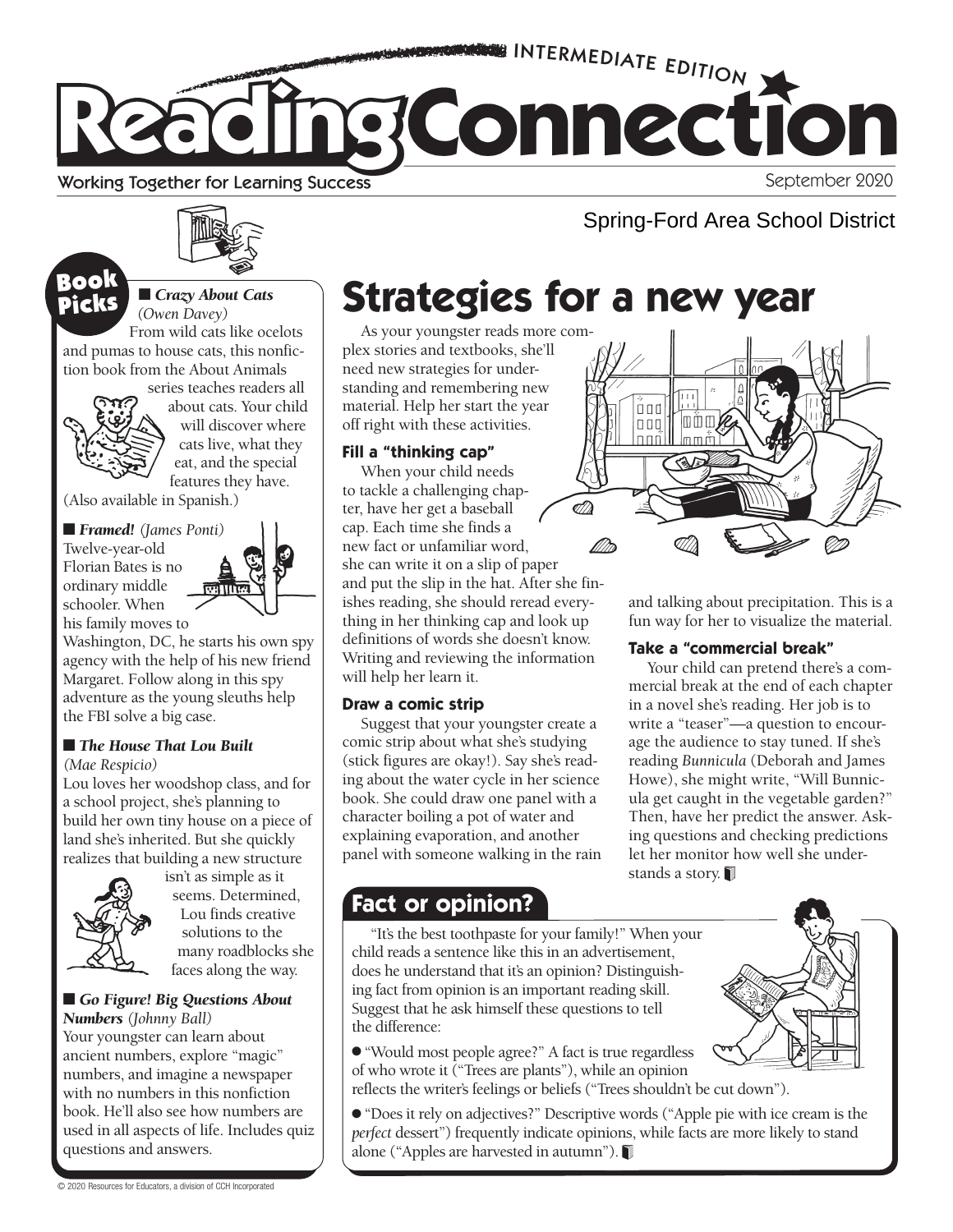# Reading Connection

INTERMEDIATE EDITION

Working Together for Learning Success

September 2020

Spring-Ford Area School District

## Book Picks

■ ***Crazy About Cats*** *(Owen Davey)*
From wild cats like ocelots and pumas to house cats, this nonfiction book from the About Animals series teaches readers all about cats. Your child will discover where cats live, what they eat, and the special features they have. (Also available in Spanish.)

■ ***Framed!*** *(James Ponti)*
Twelve-year-old Florian Bates is no ordinary middle schooler. When his family moves to Washington, DC, he starts his own spy agency with the help of his new friend Margaret. Follow along in this spy adventure as the young sleuths help the FBI solve a big case.

■ ***The House That Lou Built*** *(Mae Respicio)*
Lou loves her woodshop class, and for a school project, she's planning to build her own tiny house on a piece of land she's inherited. But she quickly realizes that building a new structure isn't as simple as it seems. Determined, Lou finds creative solutions to the many roadblocks she faces along the way.

■ ***Go Figure! Big Questions About Numbers*** *(Johnny Ball)*
Your youngster can learn about ancient numbers, explore "magic" numbers, and imagine a newspaper with no numbers in this nonfiction book. He'll also see how numbers are used in all aspects of life. Includes quiz questions and answers.

# Strategies for a new year

As your youngster reads more complex stories and textbooks, she'll need new strategies for understanding and remembering new material. Help her start the year off right with these activities.

### Fill a "thinking cap"

When your child needs to tackle a challenging chapter, have her get a baseball cap. Each time she finds a new fact or unfamiliar word, she can write it on a slip of paper and put the slip in the hat. After she finishes reading, she should reread everything in her thinking cap and look up definitions of words she doesn't know. Writing and reviewing the information will help her learn it.

### Draw a comic strip

Suggest that your youngster create a comic strip about what she's studying (stick figures are okay!). Say she's reading about the water cycle in her science book. She could draw one panel with a character boiling a pot of water and explaining evaporation, and another panel with someone walking in the rain and talking about precipitation. This is a fun way for her to visualize the material.

### Take a "commercial break"

Your child can pretend there's a commercial break at the end of each chapter in a novel she's reading. Her job is to write a "teaser"—a question to encourage the audience to stay tuned. If she's reading *Bunnicula* (Deborah and James Howe), she might write, "Will Bunnicula get caught in the vegetable garden?" Then, have her predict the answer. Asking questions and checking predictions let her monitor how well she understands a story.

## Fact or opinion?

"It's the best toothpaste for your family!" When your child reads a sentence like this in an advertisement, does he understand that it's an opinion? Distinguishing fact from opinion is an important reading skill. Suggest that he ask himself these questions to tell the difference:

- "Would most people agree?" A fact is true regardless of who wrote it ("Trees are plants"), while an opinion reflects the writer's feelings or beliefs ("Trees shouldn't be cut down").
- "Does it rely on adjectives?" Descriptive words ("Apple pie with ice cream is the *perfect* dessert") frequently indicate opinions, while facts are more likely to stand alone ("Apples are harvested in autumn").

© 2020 Resources for Educators, a division of CCH Incorporated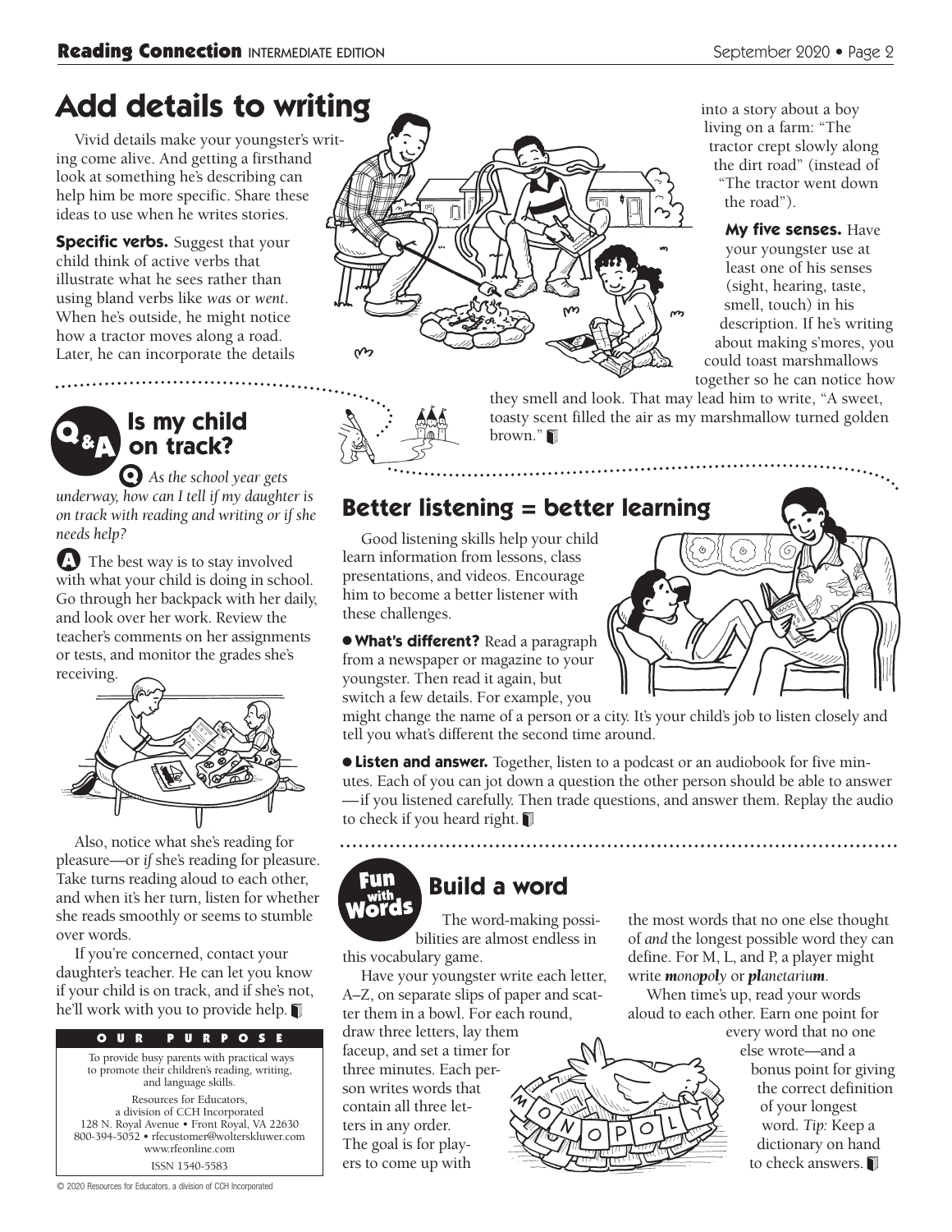## Add details to writing

Vivid details make your youngster's writing come alive. And getting a firsthand look at something he's describing can help him be more specific. Share these ideas to use when he writes stories.

**Specific verbs.** Suggest that your child think of active verbs that illustrate what he sees rather than using bland verbs like *was* or *went*. When he's outside, he might notice how a tractor moves along a road. Later, he can incorporate the details into a story about a boy living on a farm: "The tractor crept slowly along the dirt road" (instead of "The tractor went down the road").

**My five senses.** Have your youngster use at least one of his senses (sight, hearing, taste, smell, touch) in his description. If he's writing about making s'mores, you could toast marshmallows together so he can notice how they smell and look. That may lead him to write, "A sweet, toasty scent filled the air as my marshmallow turned golden brown."

## Q&A Is my child on track?

**Q** *As the school year gets underway, how can I tell if my daughter is on track with reading and writing or if she needs help?*

**A** The best way is to stay involved with what your child is doing in school. Go through her backpack with her daily, and look over her work. Review the teacher's comments on her assignments or tests, and monitor the grades she's receiving.

Also, notice what she's reading for pleasure—or *if* she's reading for pleasure. Take turns reading aloud to each other, and when it's her turn, listen for whether she reads smoothly or seems to stumble over words.

If you're concerned, contact your daughter's teacher. He can let you know if your child is on track, and if she's not, he'll work with you to provide help.

## Better listening = better learning

Good listening skills help your child learn information from lessons, class presentations, and videos. Encourage him to become a better listener with these challenges.

- **What's different?** Read a paragraph from a newspaper or magazine to your youngster. Then read it again, but switch a few details. For example, you might change the name of a person or a city. It's your child's job to listen closely and tell you what's different the second time around.
- **Listen and answer.** Together, listen to a podcast or an audiobook for five minutes. Each of you can jot down a question the other person should be able to answer —if you listened carefully. Then trade questions, and answer them. Replay the audio to check if you heard right.

### OUR PURPOSE

To provide busy parents with practical ways to promote their children's reading, writing, and language skills.

Resources for Educators,
a division of CCH Incorporated
128 N. Royal Avenue • Front Royal, VA 22630
800-394-5052 • rfecustomer@wolterskluwer.com
www.rfeonline.com

ISSN 1540-5583

## Fun with Words: Build a word

The word-making possibilities are almost endless in this vocabulary game.

Have your youngster write each letter, A–Z, on separate slips of paper and scatter them in a bowl. For each round, draw three letters, lay them faceup, and set a timer for three minutes. Each person writes words that contain all three letters in any order. The goal is for players to come up with the most words that no one else thought of *and* the longest possible word they can define. For M, L, and P, a player might write ***m**ono**p**o**l**y* or ***p**lanetariu**m***.

When time's up, read your words aloud to each other. Earn one point for every word that no one else wrote—and a bonus point for giving the correct definition of your longest word. *Tip:* Keep a dictionary on hand to check answers.

© 2020 Resources for Educators, a division of CCH Incorporated